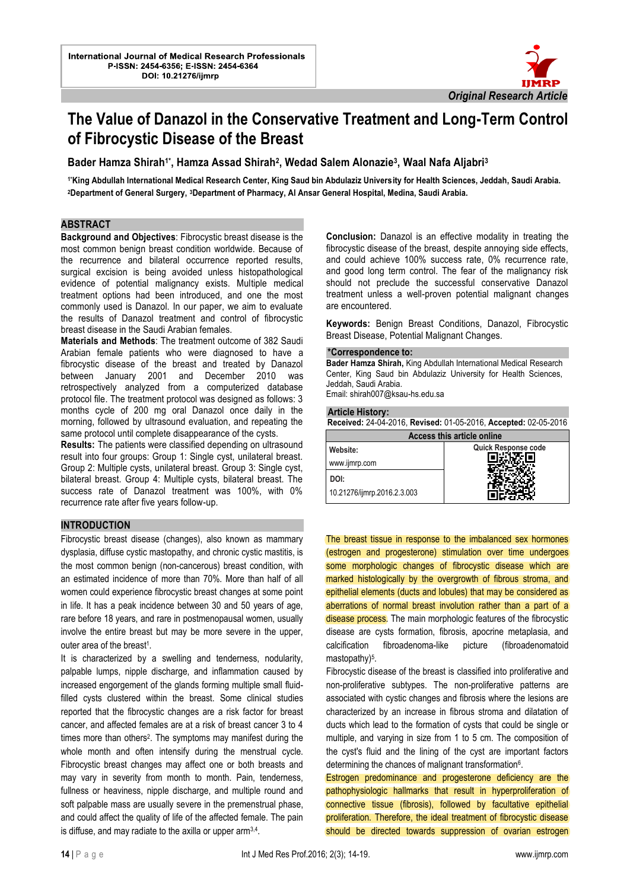International Journal of Medical Research Professionals
P-ISSN: 2454-6356; E-ISSN: 2454-6364
DOI: 10.21276/ijmrp

*Original Research Article*

# The Value of Danazol in the Conservative Treatment and Long-Term Control of Fibrocystic Disease of the Breast

**Bader Hamza Shirah[1*], Hamza Assad Shirah[2], Wedad Salem Alonazie[3], Waal Nafa Aljabri[3]**

[1*]King Abdullah International Medical Research Center, King Saud bin Abdulaziz University for Health Sciences, Jeddah, Saudi Arabia.
[2]Department of General Surgery, [3]Department of Pharmacy, Al Ansar General Hospital, Medina, Saudi Arabia.

## ABSTRACT

**Background and Objectives**: Fibrocystic breast disease is the most common benign breast condition worldwide. Because of the recurrence and bilateral occurrence reported results, surgical excision is being avoided unless histopathological evidence of potential malignancy exists. Multiple medical treatment options had been introduced, and one the most commonly used is Danazol. In our paper, we aim to evaluate the results of Danazol treatment and control of fibrocystic breast disease in the Saudi Arabian females.

**Materials and Methods**: The treatment outcome of 382 Saudi Arabian female patients who were diagnosed to have a fibrocystic disease of the breast and treated by Danazol between January 2001 and December 2010 was retrospectively analyzed from a computerized database protocol file. The treatment protocol was designed as follows: 3 months cycle of 200 mg oral Danazol once daily in the morning, followed by ultrasound evaluation, and repeating the same protocol until complete disappearance of the cysts.

**Results:** The patients were classified depending on ultrasound result into four groups: Group 1: Single cyst, unilateral breast. Group 2: Multiple cysts, unilateral breast. Group 3: Single cyst, bilateral breast. Group 4: Multiple cysts, bilateral breast. The success rate of Danazol treatment was 100%, with 0% recurrence rate after five years follow-up.

**Conclusion:** Danazol is an effective modality in treating the fibrocystic disease of the breast, despite annoying side effects, and could achieve 100% success rate, 0% recurrence rate, and good long term control. The fear of the malignancy risk should not preclude the successful conservative Danazol treatment unless a well-proven potential malignant changes are encountered.

**Keywords:** Benign Breast Conditions, Danazol, Fibrocystic Breast Disease, Potential Malignant Changes.

**\*Correspondence to:**
**Bader Hamza Shirah,** King Abdullah International Medical Research Center, King Saud bin Abdulaziz University for Health Sciences, Jeddah, Saudi Arabia.
Email: shirah007@ksau-hs.edu.sa

**Article History:**
**Received:** 24-04-2016, **Revised:** 01-05-2016, **Accepted:** 02-05-2016

| Access this article online | |
|---|---|
| Website: www.ijmrp.com | Quick Response code |
| DOI: 10.21276/ijmrp.2016.2.3.003 | |

## INTRODUCTION

Fibrocystic breast disease (changes), also known as mammary dysplasia, diffuse cystic mastopathy, and chronic cystic mastitis, is the most common benign (non-cancerous) breast condition, with an estimated incidence of more than 70%. More than half of all women could experience fibrocystic breast changes at some point in life. It has a peak incidence between 30 and 50 years of age, rare before 18 years, and rare in postmenopausal women, usually involve the entire breast but may be more severe in the upper, outer area of the breast[1].

It is characterized by a swelling and tenderness, nodularity, palpable lumps, nipple discharge, and inflammation caused by increased engorgement of the glands forming multiple small fluid-filled cysts clustered within the breast. Some clinical studies reported that the fibrocystic changes are a risk factor for breast cancer, and affected females are at a risk of breast cancer 3 to 4 times more than others[2]. The symptoms may manifest during the whole month and often intensify during the menstrual cycle. Fibrocystic breast changes may affect one or both breasts and may vary in severity from month to month. Pain, tenderness, fullness or heaviness, nipple discharge, and multiple round and soft palpable mass are usually severe in the premenstrual phase, and could affect the quality of life of the affected female. The pain is diffuse, and may radiate to the axilla or upper arm[3,4].

The breast tissue in response to the imbalanced sex hormones (estrogen and progesterone) stimulation over time undergoes some morphologic changes of fibrocystic disease which are marked histologically by the overgrowth of fibrous stroma, and epithelial elements (ducts and lobules) that may be considered as aberrations of normal breast involution rather than a part of a disease process. The main morphologic features of the fibrocystic disease are cysts formation, fibrosis, apocrine metaplasia, and calcification fibroadenoma-like picture (fibroadenomatoid mastopathy)[5].

Fibrocystic disease of the breast is classified into proliferative and non-proliferative subtypes. The non-proliferative patterns are associated with cystic changes and fibrosis where the lesions are characterized by an increase in fibrous stroma and dilatation of ducts which lead to the formation of cysts that could be single or multiple, and varying in size from 1 to 5 cm. The composition of the cyst's fluid and the lining of the cyst are important factors determining the chances of malignant transformation[6].

Estrogen predominance and progesterone deficiency are the pathophysiologic hallmarks that result in hyperproliferation of connective tissue (fibrosis), followed by facultative epithelial proliferation. Therefore, the ideal treatment of fibrocystic disease should be directed towards suppression of ovarian estrogen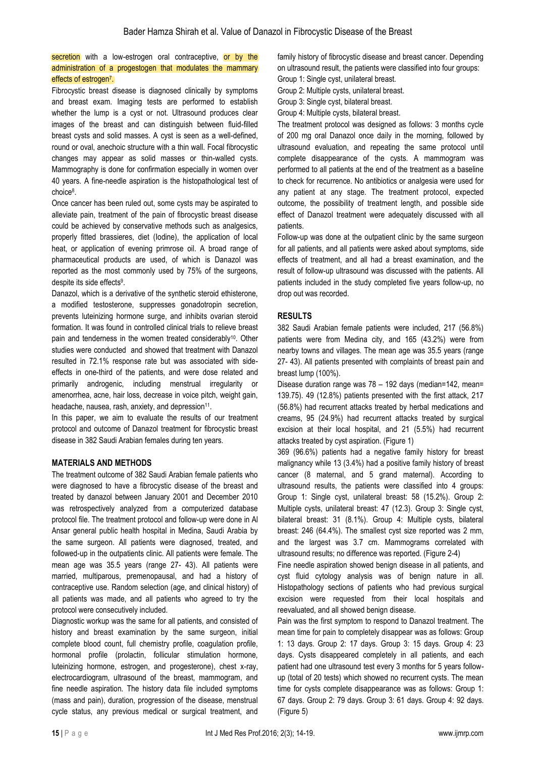secretion with a low-estrogen oral contraceptive, or by the administration of a progestogen that modulates the mammary effects of estrogen[7].

Fibrocystic breast disease is diagnosed clinically by symptoms and breast exam. Imaging tests are performed to establish whether the lump is a cyst or not. Ultrasound produces clear images of the breast and can distinguish between fluid-filled breast cysts and solid masses. A cyst is seen as a well-defined, round or oval, anechoic structure with a thin wall. Focal fibrocystic changes may appear as solid masses or thin-walled cysts. Mammography is done for confirmation especially in women over 40 years. A fine-needle aspiration is the histopathological test of choice[8].

Once cancer has been ruled out, some cysts may be aspirated to alleviate pain, treatment of the pain of fibrocystic breast disease could be achieved by conservative methods such as analgesics, properly fitted brassieres, diet (Iodine), the application of local heat, or application of evening primrose oil. A broad range of pharmaceutical products are used, of which is Danazol was reported as the most commonly used by 75% of the surgeons, despite its side effects[9].

Danazol, which is a derivative of the synthetic steroid ethisterone, a modified testosterone, suppresses gonadotropin secretion, prevents luteinizing hormone surge, and inhibits ovarian steroid formation. It was found in controlled clinical trials to relieve breast pain and tenderness in the women treated considerably[10]. Other studies were conducted and showed that treatment with Danazol resulted in 72.1% response rate but was associated with side-effects in one-third of the patients, and were dose related and primarily androgenic, including menstrual irregularity or amenorrhea, acne, hair loss, decrease in voice pitch, weight gain, headache, nausea, rash, anxiety, and depression[11].

In this paper, we aim to evaluate the results of our treatment protocol and outcome of Danazol treatment for fibrocystic breast disease in 382 Saudi Arabian females during ten years.

## MATERIALS AND METHODS

The treatment outcome of 382 Saudi Arabian female patients who were diagnosed to have a fibrocystic disease of the breast and treated by danazol between January 2001 and December 2010 was retrospectively analyzed from a computerized database protocol file. The treatment protocol and follow-up were done in Al Ansar general public health hospital in Medina, Saudi Arabia by the same surgeon. All patients were diagnosed, treated, and followed-up in the outpatients clinic. All patients were female. The mean age was 35.5 years (range 27- 43). All patients were married, multiparous, premenopausal, and had a history of contraceptive use. Random selection (age, and clinical history) of all patients was made, and all patients who agreed to try the protocol were consecutively included.

Diagnostic workup was the same for all patients, and consisted of history and breast examination by the same surgeon, initial complete blood count, full chemistry profile, coagulation profile, hormonal profile (prolactin, follicular stimulation hormone, luteinizing hormone, estrogen, and progesterone), chest x-ray, electrocardiogram, ultrasound of the breast, mammogram, and fine needle aspiration. The history data file included symptoms (mass and pain), duration, progression of the disease, menstrual cycle status, any previous medical or surgical treatment, and family history of fibrocystic disease and breast cancer. Depending on ultrasound result, the patients were classified into four groups:

Group 1: Single cyst, unilateral breast.

Group 2: Multiple cysts, unilateral breast.

Group 3: Single cyst, bilateral breast.

Group 4: Multiple cysts, bilateral breast.

The treatment protocol was designed as follows: 3 months cycle of 200 mg oral Danazol once daily in the morning, followed by ultrasound evaluation, and repeating the same protocol until complete disappearance of the cysts. A mammogram was performed to all patients at the end of the treatment as a baseline to check for recurrence. No antibiotics or analgesia were used for any patient at any stage. The treatment protocol, expected outcome, the possibility of treatment length, and possible side effect of Danazol treatment were adequately discussed with all patients.

Follow-up was done at the outpatient clinic by the same surgeon for all patients, and all patients were asked about symptoms, side effects of treatment, and all had a breast examination, and the result of follow-up ultrasound was discussed with the patients. All patients included in the study completed five years follow-up, no drop out was recorded.

## RESULTS

382 Saudi Arabian female patients were included, 217 (56.8%) patients were from Medina city, and 165 (43.2%) were from nearby towns and villages. The mean age was 35.5 years (range 27- 43). All patients presented with complaints of breast pain and breast lump (100%).

Disease duration range was 78 – 192 days (median=142, mean= 139.75). 49 (12.8%) patients presented with the first attack, 217 (56.8%) had recurrent attacks treated by herbal medications and creams, 95 (24.9%) had recurrent attacks treated by surgical excision at their local hospital, and 21 (5.5%) had recurrent attacks treated by cyst aspiration. (Figure 1)

369 (96.6%) patients had a negative family history for breast malignancy while 13 (3.4%) had a positive family history of breast cancer (8 maternal, and 5 grand maternal). According to ultrasound results, the patients were classified into 4 groups: Group 1: Single cyst, unilateral breast: 58 (15.2%). Group 2: Multiple cysts, unilateral breast: 47 (12.3). Group 3: Single cyst, bilateral breast: 31 (8.1%). Group 4: Multiple cysts, bilateral breast: 246 (64.4%). The smallest cyst size reported was 2 mm, and the largest was 3.7 cm. Mammograms correlated with ultrasound results; no difference was reported. (Figure 2-4)

Fine needle aspiration showed benign disease in all patients, and cyst fluid cytology analysis was of benign nature in all. Histopathology sections of patients who had previous surgical excision were requested from their local hospitals and reevaluated, and all showed benign disease.

Pain was the first symptom to respond to Danazol treatment. The mean time for pain to completely disappear was as follows: Group 1: 13 days. Group 2: 17 days. Group 3: 15 days. Group 4: 23 days. Cysts disappeared completely in all patients, and each patient had one ultrasound test every 3 months for 5 years follow-up (total of 20 tests) which showed no recurrent cysts. The mean time for cysts complete disappearance was as follows: Group 1: 67 days. Group 2: 79 days. Group 3: 61 days. Group 4: 92 days. (Figure 5)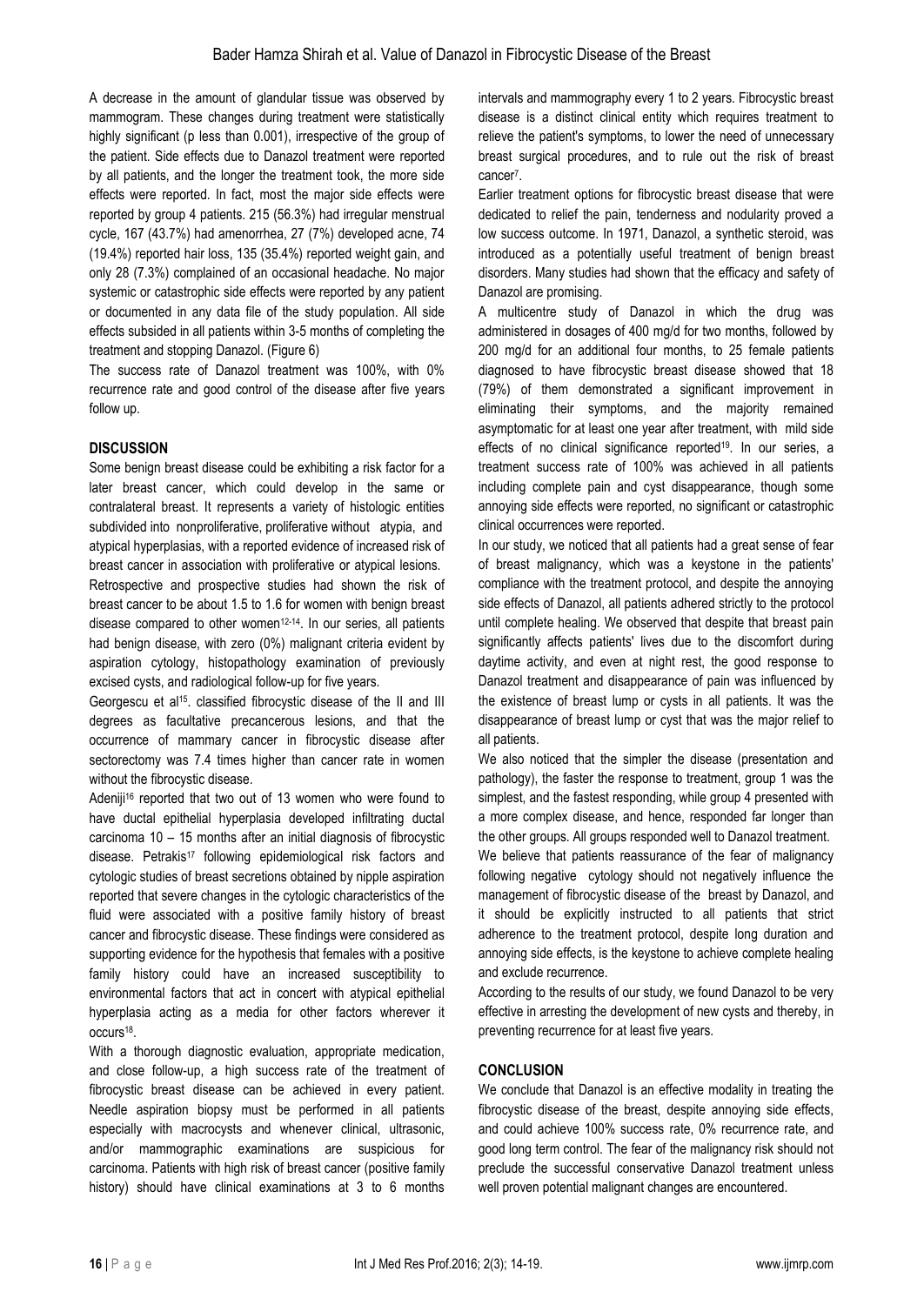A decrease in the amount of glandular tissue was observed by mammogram. These changes during treatment were statistically highly significant (p less than 0.001), irrespective of the group of the patient. Side effects due to Danazol treatment were reported by all patients, and the longer the treatment took, the more side effects were reported. In fact, most the major side effects were reported by group 4 patients. 215 (56.3%) had irregular menstrual cycle, 167 (43.7%) had amenorrhea, 27 (7%) developed acne, 74 (19.4%) reported hair loss, 135 (35.4%) reported weight gain, and only 28 (7.3%) complained of an occasional headache. No major systemic or catastrophic side effects were reported by any patient or documented in any data file of the study population. All side effects subsided in all patients within 3-5 months of completing the treatment and stopping Danazol. (Figure 6)

The success rate of Danazol treatment was 100%, with 0% recurrence rate and good control of the disease after five years follow up.

## DISCUSSION

Some benign breast disease could be exhibiting a risk factor for a later breast cancer, which could develop in the same or contralateral breast. It represents a variety of histologic entities subdivided into nonproliferative, proliferative without atypia, and atypical hyperplasias, with a reported evidence of increased risk of breast cancer in association with proliferative or atypical lesions.

Retrospective and prospective studies had shown the risk of breast cancer to be about 1.5 to 1.6 for women with benign breast disease compared to other women[12-14]. In our series, all patients had benign disease, with zero (0%) malignant criteria evident by aspiration cytology, histopathology examination of previously excised cysts, and radiological follow-up for five years.

Georgescu et al[15]. classified fibrocystic disease of the II and III degrees as facultative precancerous lesions, and that the occurrence of mammary cancer in fibrocystic disease after sectorectomy was 7.4 times higher than cancer rate in women without the fibrocystic disease.

Adeniji[16] reported that two out of 13 women who were found to have ductal epithelial hyperplasia developed infiltrating ductal carcinoma 10 – 15 months after an initial diagnosis of fibrocystic disease. Petrakis[17] following epidemiological risk factors and cytologic studies of breast secretions obtained by nipple aspiration reported that severe changes in the cytologic characteristics of the fluid were associated with a positive family history of breast cancer and fibrocystic disease. These findings were considered as supporting evidence for the hypothesis that females with a positive family history could have an increased susceptibility to environmental factors that act in concert with atypical epithelial hyperplasia acting as a media for other factors wherever it occurs[18].

With a thorough diagnostic evaluation, appropriate medication, and close follow-up, a high success rate of the treatment of fibrocystic breast disease can be achieved in every patient. Needle aspiration biopsy must be performed in all patients especially with macrocysts and whenever clinical, ultrasonic, and/or mammographic examinations are suspicious for carcinoma. Patients with high risk of breast cancer (positive family history) should have clinical examinations at 3 to 6 months intervals and mammography every 1 to 2 years. Fibrocystic breast disease is a distinct clinical entity which requires treatment to relieve the patient's symptoms, to lower the need of unnecessary breast surgical procedures, and to rule out the risk of breast cancer[7].

Earlier treatment options for fibrocystic breast disease that were dedicated to relief the pain, tenderness and nodularity proved a low success outcome. In 1971, Danazol, a synthetic steroid, was introduced as a potentially useful treatment of benign breast disorders. Many studies had shown that the efficacy and safety of Danazol are promising.

A multicentre study of Danazol in which the drug was administered in dosages of 400 mg/d for two months, followed by 200 mg/d for an additional four months, to 25 female patients diagnosed to have fibrocystic breast disease showed that 18 (79%) of them demonstrated a significant improvement in eliminating their symptoms, and the majority remained asymptomatic for at least one year after treatment, with mild side effects of no clinical significance reported[19]. In our series, a treatment success rate of 100% was achieved in all patients including complete pain and cyst disappearance, though some annoying side effects were reported, no significant or catastrophic clinical occurrences were reported.

In our study, we noticed that all patients had a great sense of fear of breast malignancy, which was a keystone in the patients' compliance with the treatment protocol, and despite the annoying side effects of Danazol, all patients adhered strictly to the protocol until complete healing. We observed that despite that breast pain significantly affects patients' lives due to the discomfort during daytime activity, and even at night rest, the good response to Danazol treatment and disappearance of pain was influenced by the existence of breast lump or cysts in all patients. It was the disappearance of breast lump or cyst that was the major relief to all patients.

We also noticed that the simpler the disease (presentation and pathology), the faster the response to treatment, group 1 was the simplest, and the fastest responding, while group 4 presented with a more complex disease, and hence, responded far longer than the other groups. All groups responded well to Danazol treatment.

We believe that patients reassurance of the fear of malignancy following negative cytology should not negatively influence the management of fibrocystic disease of the breast by Danazol, and it should be explicitly instructed to all patients that strict adherence to the treatment protocol, despite long duration and annoying side effects, is the keystone to achieve complete healing and exclude recurrence.

According to the results of our study, we found Danazol to be very effective in arresting the development of new cysts and thereby, in preventing recurrence for at least five years.

## CONCLUSION

We conclude that Danazol is an effective modality in treating the fibrocystic disease of the breast, despite annoying side effects, and could achieve 100% success rate, 0% recurrence rate, and good long term control. The fear of the malignancy risk should not preclude the successful conservative Danazol treatment unless well proven potential malignant changes are encountered.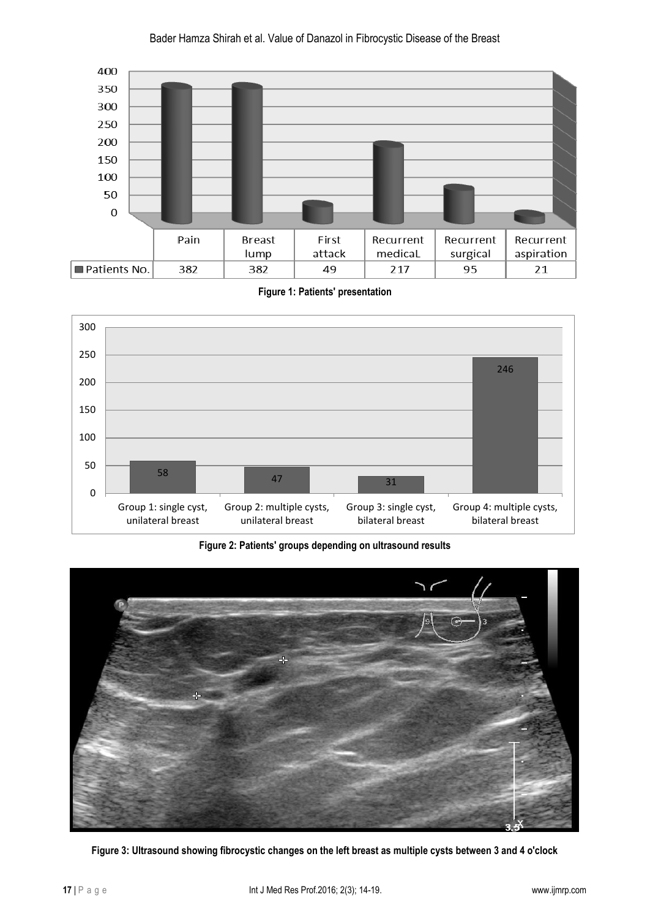| | Pain | Breast lump | First attack | Recurrent medicaL | Recurrent surgical | Recurrent aspiration |
|---|---|---|---|---|---|---|
| Patients No. | 382 | 382 | 49 | 217 | 95 | 21 |

**Figure 1: Patients' presentation**

| Group 1: single cyst, unilateral breast | Group 2: multiple cysts, unilateral breast | Group 3: single cyst, bilateral breast | Group 4: multiple cysts, bilateral breast |
|---|---|---|---|
| 58 | 47 | 31 | 246 |

**Figure 2: Patients' groups depending on ultrasound results**

**Figure 3: Ultrasound showing fibrocystic changes on the left breast as multiple cysts between 3 and 4 o'clock**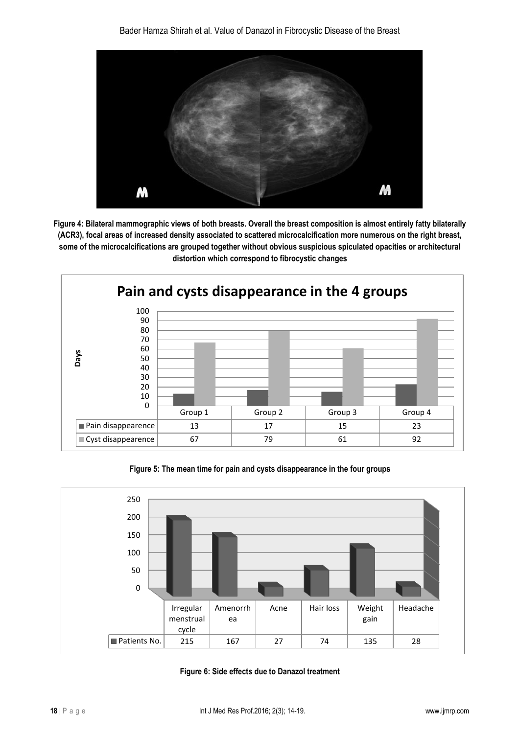Figure 4: Bilateral mammographic views of both breasts. Overall the breast composition is almost entirely fatty bilaterally (ACR3), focal areas of increased density associated to scattered microcalcification more numerous on the right breast, some of the microcalcifications are grouped together without obvious suspicious spiculated opacities or architectural distortion which correspond to fibrocystic changes

**Pain and cysts disappearance in the 4 groups**

| | Group 1 | Group 2 | Group 3 | Group 4 |
|---|---|---|---|---|
| Pain disappearence | 13 | 17 | 15 | 23 |
| Cyst disappearence | 67 | 79 | 61 | 92 |

Figure 5: The mean time for pain and cysts disappearance in the four groups

| | Irregular menstrual cycle | Amenorrhea | Acne | Hair loss | Weight gain | Headache |
|---|---|---|---|---|---|---|
| Patients No. | 215 | 167 | 27 | 74 | 135 | 28 |

Figure 6: Side effects due to Danazol treatment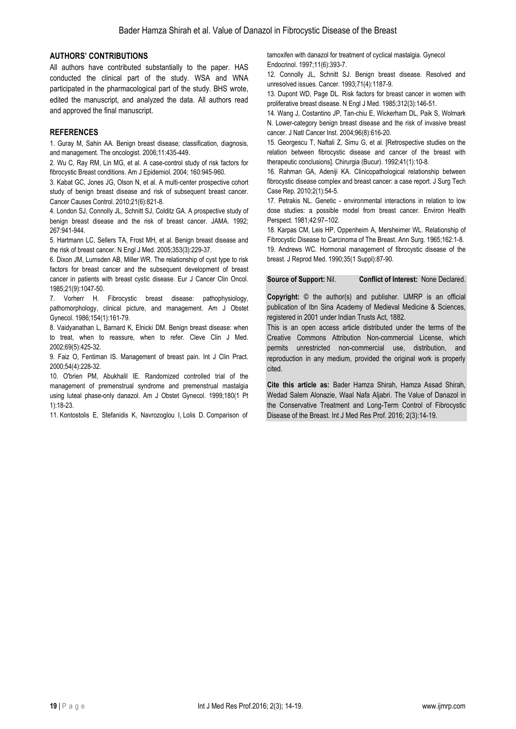## AUTHORS' CONTRIBUTIONS

All authors have contributed substantially to the paper. HAS conducted the clinical part of the study. WSA and WNA participated in the pharmacological part of the study. BHS wrote, edited the manuscript, and analyzed the data. All authors read and approved the final manuscript.

## REFERENCES

1. Guray M, Sahin AA. Benign breast disease; classification, diagnosis, and management. The oncologist. 2006;11:435-449.

2. Wu C, Ray RM, Lin MG, et al. A case-control study of risk factors for fibrocystic Breast conditions. Am J Epidemiol. 2004; 160:945-960.

3. Kabat GC, Jones JG, Olson N, et al. A multi-center prospective cohort study of benign breast disease and risk of subsequent breast cancer. Cancer Causes Control. 2010;21(6):821-8.

4. London SJ, Connolly JL, Schnitt SJ, Colditz GA. A prospective study of benign breast disease and the risk of breast cancer. JAMA. 1992; 267:941-944.

5. Hartmann LC, Sellers TA, Frost MH, et al. Benign breast disease and the risk of breast cancer. N Engl J Med. 2005;353(3):229-37.

6. Dixon JM, Lumsden AB, Miller WR. The relationship of cyst type to risk factors for breast cancer and the subsequent development of breast cancer in patients with breast cystic disease. Eur J Cancer Clin Oncol. 1985;21(9):1047-50.

7. Vorherr H. Fibrocystic breast disease: pathophysiology, pathomorphology, clinical picture, and management. Am J Obstet Gynecol. 1986;154(1):161-79.

8. Vaidyanathan L, Barnard K, Elnicki DM. Benign breast disease: when to treat, when to reassure, when to refer. Cleve Clin J Med. 2002;69(5):425-32.

9. Faiz O, Fentiman IS. Management of breast pain. Int J Clin Pract. 2000;54(4):228-32.

10. O'brien PM, Abukhalil IE. Randomized controlled trial of the management of premenstrual syndrome and premenstrual mastalgia using luteal phase-only danazol. Am J Obstet Gynecol. 1999;180(1 Pt 1):18-23.

11. Kontostolis E, Stefanidis K, Navrozoglou I, Lolis D. Comparison of tamoxifen with danazol for treatment of cyclical mastalgia. Gynecol Endocrinol. 1997;11(6):393-7.

12. Connolly JL, Schnitt SJ. Benign breast disease. Resolved and unresolved issues. Cancer. 1993;71(4):1187-9.

13. Dupont WD, Page DL. Risk factors for breast cancer in women with proliferative breast disease. N Engl J Med. 1985;312(3):146-51.

14. Wang J, Costantino JP, Tan-chiu E, Wickerham DL, Paik S, Wolmark N. Lower-category benign breast disease and the risk of invasive breast cancer. J Natl Cancer Inst. 2004;96(8):616-20.

15. Georgescu T, Naftali Z, Simu G, et al. [Retrospective studies on the relation between fibrocystic disease and cancer of the breast with therapeutic conclusions]. Chirurgia (Bucur). 1992;41(1):10-8.

16. Rahman GA, Adeniji KA. Clinicopathological relationship between fibrocystic disease complex and breast cancer: a case report. J Surg Tech Case Rep. 2010;2(1):54-5.

17. Petrakis NL. Genetic - environmental interactions in relation to low dose studies: a possible model from breast cancer. Environ Health Perspect. 1981;42:97–102.

18. Karpas CM, Leis HP, Oppenheim A, Mersheimer WL. Relationship of Fibrocystic Disease to Carcinoma of The Breast. Ann Surg. 1965;162:1-8.

19. Andrews WC. Hormonal management of fibrocystic disease of the breast. J Reprod Med. 1990;35(1 Suppl):87-90.

**Source of Support:** Nil. **Conflict of Interest:** None Declared.

**Copyright:** © the author(s) and publisher. IJMRP is an official publication of Ibn Sina Academy of Medieval Medicine & Sciences, registered in 2001 under Indian Trusts Act, 1882.

This is an open access article distributed under the terms of the Creative Commons Attribution Non-commercial License, which permits unrestricted non-commercial use, distribution, and reproduction in any medium, provided the original work is properly cited.

**Cite this article as:** Bader Hamza Shirah, Hamza Assad Shirah, Wedad Salem Alonazie, Waal Nafa Aljabri. The Value of Danazol in the Conservative Treatment and Long-Term Control of Fibrocystic Disease of the Breast. Int J Med Res Prof. 2016; 2(3):14-19.